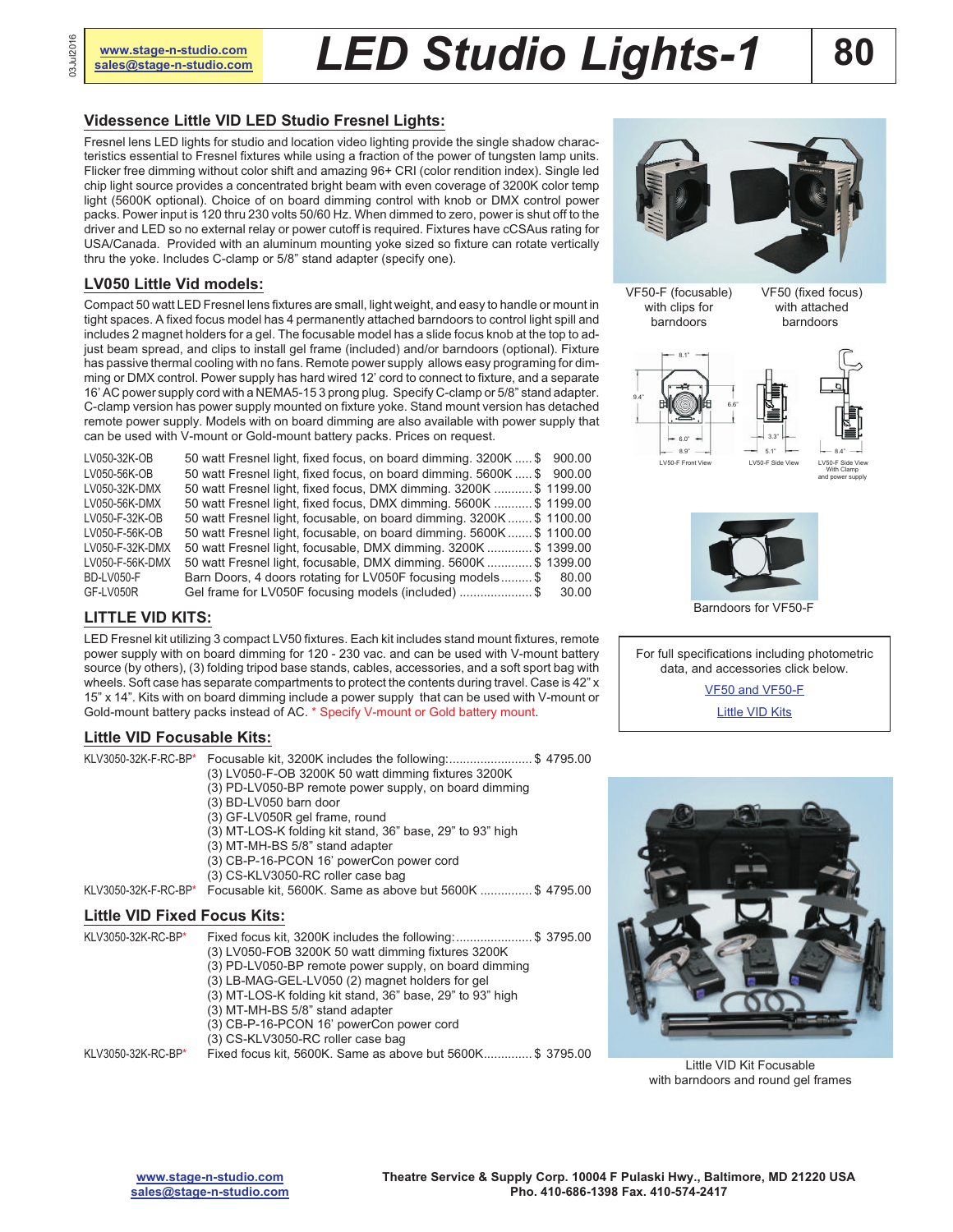# LED Studio Lights-1

## Videssence Little VID LED Studio Fresnel Lights:

Fresnel lens LED lights for studio and location video lighting provide the single shadow characteristics essential to Fresnel fixtures while using a fraction of the power of tungsten lamp units. Flicker free dimming without color shift and amazing 96+ CRI (color rendition index). Single led chip light source provides a concentrated bright beam with even coverage of 3200K color temp light (5600K optional). Choice of on board dimming control with knob or DMX control power packs. Power input is 120 thru 230 volts 50/60 Hz. When dimmed to zero, power is shut off to the driver and LED so no external relay or power cutoff is required. Fixtures have cCSAus rating for USA/Canada. Provided with an aluminum mounting yoke sized so fixture can rotate vertically thru the yoke. Includes C-clamp or 5/8" stand adapter (specify one).

VF50-F (focusable) with clips for barndoors

VF50 (fixed focus) with attached barndoors

## LV050 Little Vid models:

Compact 50 watt LED Fresnel lens fixtures are small, light weight, and easy to handle or mount in tight spaces. A fixed focus model has 4 permanently attached barndoors to control light spill and includes 2 magnet holders for a gel. The focusable model has a slide focus knob at the top to adjust beam spread, and clips to install gel frame (included) and/or barndoors (optional). Fixture has passive thermal cooling with no fans. Remote power supply allows easy programing for dimming or DMX control. Power supply has hard wired 12' cord to connect to fixture, and a separate 16' AC power supply cord with a NEMA5-15 3 prong plug. Specify C-clamp or 5/8" stand adapter. C-clamp version has power supply mounted on fixture yoke. Stand mount version has detached remote power supply. Models with on board dimming are also available with power supply that can be used with V-mount or Gold-mount battery packs. Prices on request.

| Model | Description | Price |
|---|---|---|
| LV050-32K-OB | 50 watt Fresnel light, fixed focus, on board dimming. 3200K | $ 900.00 |
| LV050-56K-OB | 50 watt Fresnel light, fixed focus, on board dimming. 5600K | $ 900.00 |
| LV050-32K-DMX | 50 watt Fresnel light, fixed focus, DMX dimming. 3200K | $ 1199.00 |
| LV050-56K-DMX | 50 watt Fresnel light, fixed focus, DMX dimming. 5600K | $ 1199.00 |
| LV050-F-32K-OB | 50 watt Fresnel light, focusable, on board dimming. 3200K | $ 1100.00 |
| LV050-F-56K-OB | 50 watt Fresnel light, focusable, on board dimming. 5600K | $ 1100.00 |
| LV050-F-32K-DMX | 50 watt Fresnel light, focusable, DMX dimming. 3200K | $ 1399.00 |
| LV050-F-56K-DMX | 50 watt Fresnel light, focusable, DMX dimming. 5600K | $ 1399.00 |
| BD-LV050-F | Barn Doors, 4 doors rotating for LV050F focusing models | $ 80.00 |
| GF-LV050R | Gel frame for LV050F focusing models (included) | $ 30.00 |

LV50-F Front View — LV50-F Side View — LV50-F Side View With Clamp and power supply

Barndoors for VF50-F

## LITTLE VID KITS:

LED Fresnel kit utilizing 3 compact LV50 fixtures. Each kit includes stand mount fixtures, remote power supply with on board dimming for 120 - 230 vac. and can be used with V-mount battery source (by others), (3) folding tripod base stands, cables, accessories, and a soft sport bag with wheels. Soft case has separate compartments to protect the contents during travel. Case is 42" x 15" x 14". Kits with on board dimming include a power supply that can be used with V-mount or Gold-mount battery packs instead of AC. * Specify V-mount or Gold battery mount.

For full specifications including photometric data, and accessories click below.

VF50 and VF50-F

Little VID Kits

## Little VID Focusable Kits:

| Model | Description | Price |
|---|---|---|
| KLV3050-32K-F-RC-BP* | Focusable kit, 3200K includes the following:<br>(3) LV050-F-OB 3200K 50 watt dimming fixtures 3200K<br>(3) PD-LV050-BP remote power supply, on board dimming<br>(3) BD-LV050 barn door<br>(3) GF-LV050R gel frame, round<br>(3) MT-LOS-K folding kit stand, 36" base, 29" to 93" high<br>(3) MT-MH-BS 5/8" stand adapter<br>(3) CB-P-16-PCON 16' powerCon power cord<br>(3) CS-KLV3050-RC roller case bag | $ 4795.00 |
| KLV3050-32K-F-RC-BP* | Focusable kit, 5600K. Same as above but 5600K | $ 4795.00 |

## Little VID Fixed Focus Kits:

| Model | Description | Price |
|---|---|---|
| KLV3050-32K-RC-BP* | Fixed focus kit, 3200K includes the following:<br>(3) LV050-FOB 3200K 50 watt dimming fixtures 3200K<br>(3) PD-LV050-BP remote power supply, on board dimming<br>(3) LB-MAG-GEL-LV050 (2) magnet holders for gel<br>(3) MT-LOS-K folding kit stand, 36" base, 29" to 93" high<br>(3) MT-MH-BS 5/8" stand adapter<br>(3) CB-P-16-PCON 16' powerCon power cord<br>(3) CS-KLV3050-RC roller case bag | $ 3795.00 |
| KLV3050-32K-RC-BP* | Fixed focus kit, 5600K. Same as above but 5600K | $ 3795.00 |

Little VID Kit Focusable with barndoors and round gel frames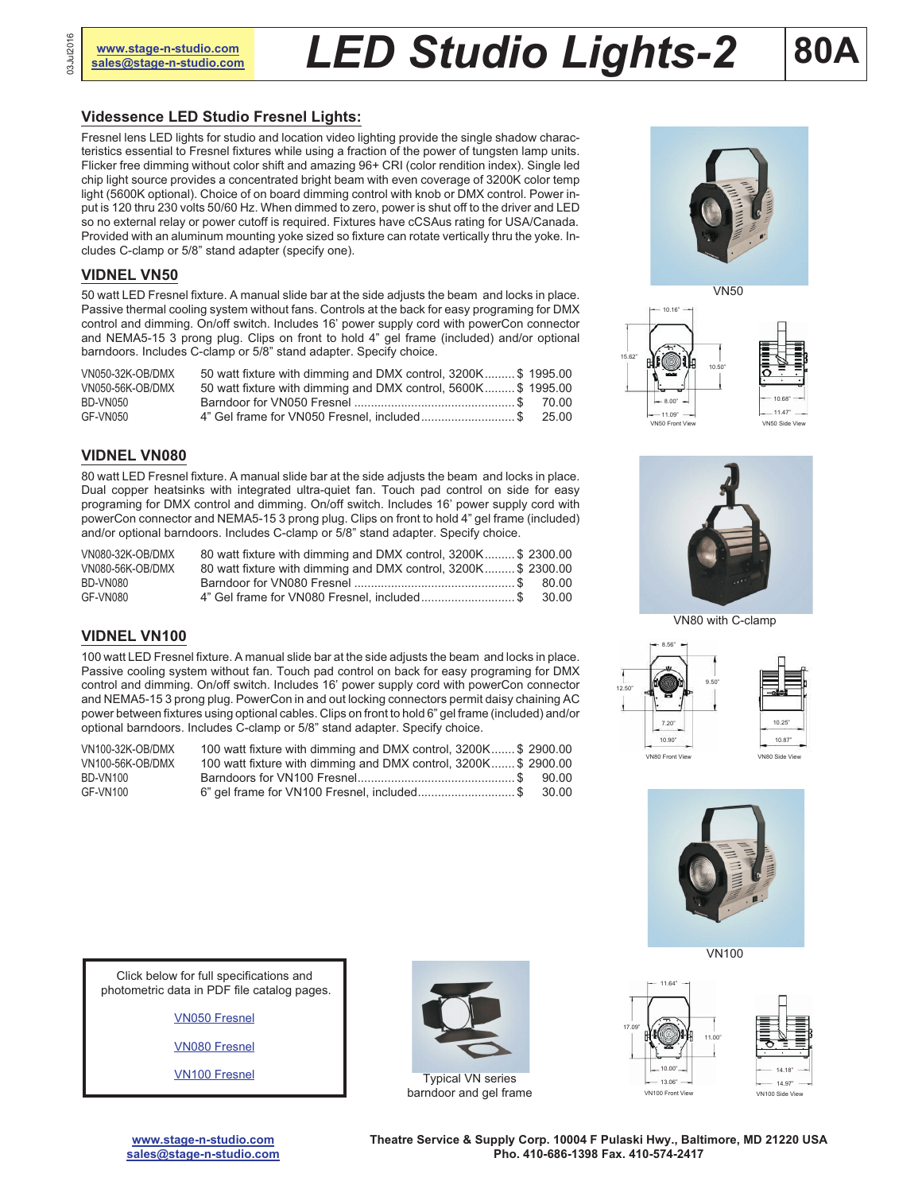# LED Studio Lights-2

## Videssence LED Studio Fresnel Lights:

Fresnel lens LED lights for studio and location video lighting provide the single shadow characteristics essential to Fresnel fixtures while using a fraction of the power of tungsten lamp units. Flicker free dimming without color shift and amazing 96+ CRI (color rendition index). Single led chip light source provides a concentrated bright beam with even coverage of 3200K color temp light (5600K optional). Choice of on board dimming control with knob or DMX control. Power input is 120 thru 230 volts 50/60 Hz. When dimmed to zero, power is shut off to the driver and LED so no external relay or power cutoff is required. Fixtures have cCSAus rating for USA/Canada. Provided with an aluminum mounting yoke sized so fixture can rotate vertically thru the yoke. Includes C-clamp or 5/8" stand adapter (specify one).

### VIDLNEL VN50

50 watt LED Fresnel fixture. A manual slide bar at the side adjusts the beam and locks in place. Passive thermal cooling system without fans. Controls at the back for easy programing for DMX control and dimming. On/off switch. Includes 16' power supply cord with powerCon connector and NEMA5-15 3 prong plug. Clips on front to hold 4" gel frame (included) and/or optional barndoors. Includes C-clamp or 5/8" stand adapter. Specify choice.

| | | |
|---|---|---|
| VN050-32K-OB/DMX | 50 watt fixture with dimming and DMX control, 3200K | $ 1995.00 |
| VN050-56K-OB/DMX | 50 watt fixture with dimming and DMX control, 5600K | $ 1995.00 |
| BD-VN050 | Barndoor for VN050 Fresnel | $ 70.00 |
| GF-VN050 | 4" Gel frame for VN050 Fresnel, included | $ 25.00 |

VN50

VN50 Front View · VN50 Side View

### VIDLNEL VN080

80 watt LED Fresnel fixture. A manual slide bar at the side adjusts the beam and locks in place. Dual copper heatsinks with integrated ultra-quiet fan. Touch pad control on side for easy programing for DMX control and dimming. On/off switch. Includes 16' power supply cord with powerCon connector and NEMA5-15 3 prong plug. Clips on front to hold 4" gel frame (included) and/or optional barndoors. Includes C-clamp or 5/8" stand adapter. Specify choice.

| | | |
|---|---|---|
| VN080-32K-OB/DMX | 80 watt fixture with dimming and DMX control, 3200K | $ 2300.00 |
| VN080-56K-OB/DMX | 80 watt fixture with dimming and DMX control, 3200K | $ 2300.00 |
| BD-VN080 | Barndoor for VN080 Fresnel | $ 80.00 |
| GF-VN080 | 4" Gel frame for VN080 Fresnel, included | $ 30.00 |

VN80 with C-clamp

VN80 Front View · VN80 Side View

### VIDLNEL VN100

100 watt LED Fresnel fixture. A manual slide bar at the side adjusts the beam and locks in place. Passive cooling system without fan. Touch pad control on back for easy programing for DMX control and dimming. On/off switch. Includes 16' power supply cord with powerCon connector and NEMA5-15 3 prong plug. PowerCon in and out locking connectors permit daisy chaining AC power between fixtures using optional cables. Clips on front to hold 6" gel frame (included) and/or optional barndoors. Includes C-clamp or 5/8" stand adapter. Specify choice.

| | | |
|---|---|---|
| VN100-32K-OB/DMX | 100 watt fixture with dimming and DMX control, 3200K | $ 2900.00 |
| VN100-56K-OB/DMX | 100 watt fixture with dimming and DMX control, 3200K | $ 2900.00 |
| BD-VN100 | Barndoors for VN100 Fresnel | $ 90.00 |
| GF-VN100 | 6" gel frame for VN100 Fresnel, included | $ 30.00 |

VN100

VN100 Front View · VN100 Side View

Click below for full specifications and photometric data in PDF file catalog pages.

VN050 Fresnel

VN080 Fresnel

VN100 Fresnel

Typical VN series barndoor and gel frame

www.stage-n-studio.com
sales@stage-n-studio.com

Theatre Service & Supply Corp. 10004 F Pulaski Hwy., Baltimore, MD 21220 USA
Pho. 410-686-1398 Fax. 410-574-2417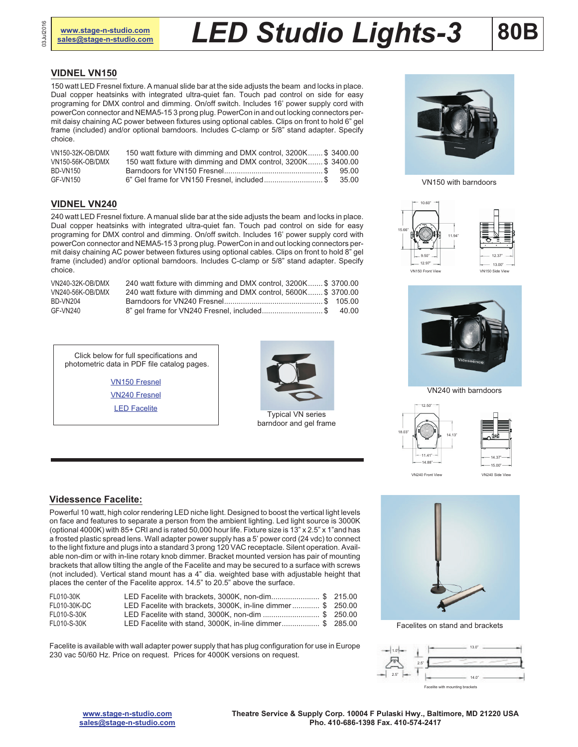# LED Studio Lights-3

**80B**

## VIDNEL VN150

150 watt LED Fresnel fixture. A manual slide bar at the side adjusts the beam and locks in place. Dual copper heatsinks with integrated ultra-quiet fan. Touch pad control on side for easy programing for DMX control and dimming. On/off switch. Includes 16' power supply cord with powerCon connector and NEMA5-15 3 prong plug. PowerCon in and out locking connectors permit daisy chaining AC power between fixtures using optional cables. Clips on front to hold 6" gel frame (included) and/or optional barndoors. Includes C-clamp or 5/8" stand adapter. Specify choice.

| | | |
|---|---|---|
| VN150-32K-OB/DMX | 150 watt fixture with dimming and DMX control, 3200K | $ 3400.00 |
| VN150-56K-OB/DMX | 150 watt fixture with dimming and DMX control, 3200K | $ 3400.00 |
| BD-VN150 | Barndoors for VN150 Fresnel | $ 95.00 |
| GF-VN150 | 6" Gel frame for VN150 Fresnel, included | $ 35.00 |

VN150 with barndoors

VN150 Front View — VN150 Side View

## VIDNEL VN240

240 watt LED Fresnel fixture. A manual slide bar at the side adjusts the beam and locks in place. Dual copper heatsinks with integrated ultra-quiet fan. Touch pad control on side for easy programing for DMX control and dimming. On/off switch. Includes 16' power supply cord with powerCon connector and NEMA5-15 3 prong plug. PowerCon in and out locking connectors permit daisy chaining AC power between fixtures using optional cables. Clips on front to hold 8" gel frame (included) and/or optional barndoors. Includes C-clamp or 5/8" stand adapter. Specify choice.

| | | |
|---|---|---|
| VN240-32K-OB/DMX | 240 watt fixture with dimming and DMX control, 3200K | $ 3700.00 |
| VN240-56K-OB/DMX | 240 watt fixture with dimming and DMX control, 5600K | $ 3700.00 |
| BD-VN204 | Barndoors for VN240 Fresnel | $ 105.00 |
| GF-VN240 | 8" gel frame for VN240 Fresnel, included | $ 40.00 |

Click below for full specifications and photometric data in PDF file catalog pages.

VN150 Fresnel

VN240 Fresnel

LED Facelite

Typical VN series barndoor and gel frame

VN240 with barndoors

VN240 Front View — VN240 Side View

## Videssence Facelite:

Powerful 10 watt, high color rendering LED niche light. Designed to boost the vertical light levels on face and features to separate a person from the ambient lighting. Led light source is 3000K (optional 4000K) with 85+ CRI and is rated 50,000 hour life. Fixture size is 13" x 2.5" x 1"and has a frosted plastic spread lens. Wall adapter power supply has a 5' power cord (24 vdc) to connect to the light fixture and plugs into a standard 3 prong 120 VAC receptacle. Silent operation. Available non-dim or with in-line rotary knob dimmer. Bracket mounted version has pair of mounting brackets that allow tilting the angle of the Facelite and may be secured to a surface with screws (not included). Vertical stand mount has a 4" dia. weighted base with adjustable height that places the center of the Facelite approx. 14.5" to 20.5" above the surface.

| | | |
|---|---|---|
| FL010-30K | LED Facelite with brackets, 3000K, non-dim | $ 215.00 |
| FL010-30K-DC | LED Facelite with brackets, 3000K, in-line dimmer | $ 250.00 |
| FL010-S-30K | LED Facelite with stand, 3000K, non-dim | $ 250.00 |
| FL010-S-30K | LED Facelite with stand, 3000K, in-line dimmer | $ 285.00 |

Facelite is available with wall adapter power supply that has plug configuration for use in Europe 230 vac 50/60 Hz. Price on request. Prices for 4000K versions on request.

Facelites on stand and brackets

Facelite with mounting brackets

Theatre Service & Supply Corp. 10004 F Pulaski Hwy., Baltimore, MD 21220 USA
Pho. 410-686-1398 Fax. 410-574-2417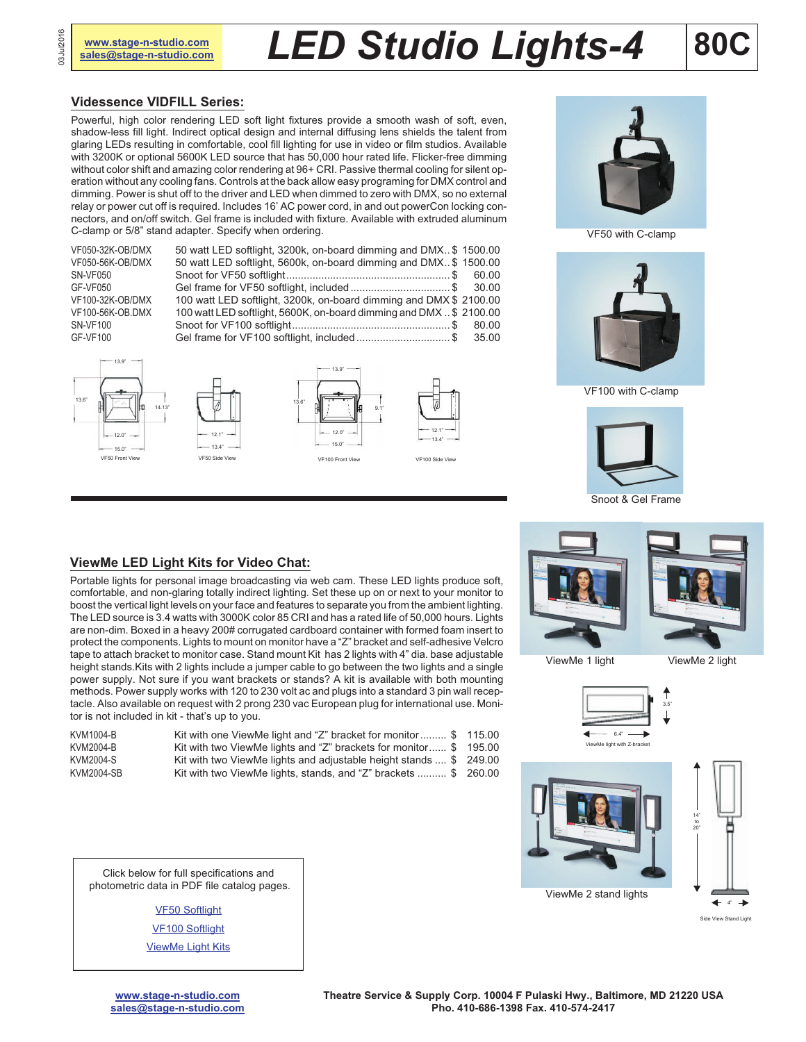# LED Studio Lights-4

**80C**

## Videssence VIDFILL Series:

Powerful, high color rendering LED soft light fixtures provide a smooth wash of soft, even, shadow-less fill light. Indirect optical design and internal diffusing lens shields the talent from glaring LEDs resulting in comfortable, cool fill lighting for use in video or film studios. Available with 3200K or optional 5600K LED source that has 50,000 hour rated life. Flicker-free dimming without color shift and amazing color rendering at 96+ CRI. Passive thermal cooling for silent operation without any cooling fans. Controls at the back allow easy programing for DMX control and dimming. Power is shut off to the driver and LED when dimmed to zero with DMX, so no external relay or power cut off is required. Includes 16' AC power cord, in and out powerCon locking connectors, and on/off switch. Gel frame is included with fixture. Available with extruded aluminum C-clamp or 5/8" stand adapter. Specify when ordering.

| | | |
|---|---|---|
| VF050-32K-OB/DMX | 50 watt LED softlight, 3200k, on-board dimming and DMX.. | $ 1500.00 |
| VF050-56K-OB/DMX | 50 watt LED softlight, 5600k, on-board dimming and DMX.. | $ 1500.00 |
| SN-VF050 | Snoot for VF50 softlight | $ 60.00 |
| GF-VF050 | Gel frame for VF50 softlight, included | $ 30.00 |
| VF100-32K-OB/DMX | 100 watt LED softlight, 3200k, on-board dimming and DMX | $ 2100.00 |
| VF100-56K-OB.DMX | 100 watt LED softlight, 5600K, on-board dimming and DMX .. | $ 2100.00 |
| SN-VF100 | Snoot for VF100 softlight | $ 80.00 |
| GF-VF100 | Gel frame for VF100 softlight, included | $ 35.00 |

13.9" 13.6" 14.13" 12.0" 15.0"
VF50 Front View

12.1" 13.4"
VF50 Side View

13.9" 13.6" 9.1" 12.0" 15.0"
VF100 Front View

12.1" 13.4"
VF100 Side View

VF50 with C-clamp

VF100 with C-clamp

Snoot & Gel Frame

## ViewMe LED Light Kits for Video Chat:

Portable lights for personal image broadcasting via web cam. These LED lights produce soft, comfortable, and non-glaring totally indirect lighting. Set these up on or next to your monitor to boost the vertical light levels on your face and features to separate you from the ambient lighting. The LED source is 3.4 watts with 3000K color 85 CRI and has a rated life of 50,000 hours. Lights are non-dim. Boxed in a heavy 200# corrugated cardboard container with formed foam insert to protect the components. Lights to mount on monitor have a "Z" bracket and self-adhesive Velcro tape to attach bracket to monitor case. Stand mount Kit has 2 lights with 4" dia. base adjustable height stands.Kits with 2 lights include a jumper cable to go between the two lights and a single power supply. Not sure if you want brackets or stands? A kit is available with both mounting methods. Power supply works with 120 to 230 volt ac and plugs into a standard 3 pin wall receptacle. Also available on request with 2 prong 230 vac European plug for international use. Monitor is not included in kit - that's up to you.

| | | |
|---|---|---|
| KVM1004-B | Kit with one ViewMe light and "Z" bracket for monitor | $ 115.00 |
| KVM2004-B | Kit with two ViewMe lights and "Z" brackets for monitor | $ 195.00 |
| KVM2004-S | Kit with two ViewMe lights and adjustable height stands | $ 249.00 |
| KVM2004-SB | Kit with two ViewMe lights, stands, and "Z" brackets | $ 260.00 |

ViewMe 1 light

ViewMe 2 light

3.5" 6.4"
ViewMe light with Z-bracket

ViewMe 2 stand lights

14" to 20" 4"
Side View Stand Light

Click below for full specifications and photometric data in PDF file catalog pages.

VF50 Softlight

VF100 Softlight

ViewMe Light Kits